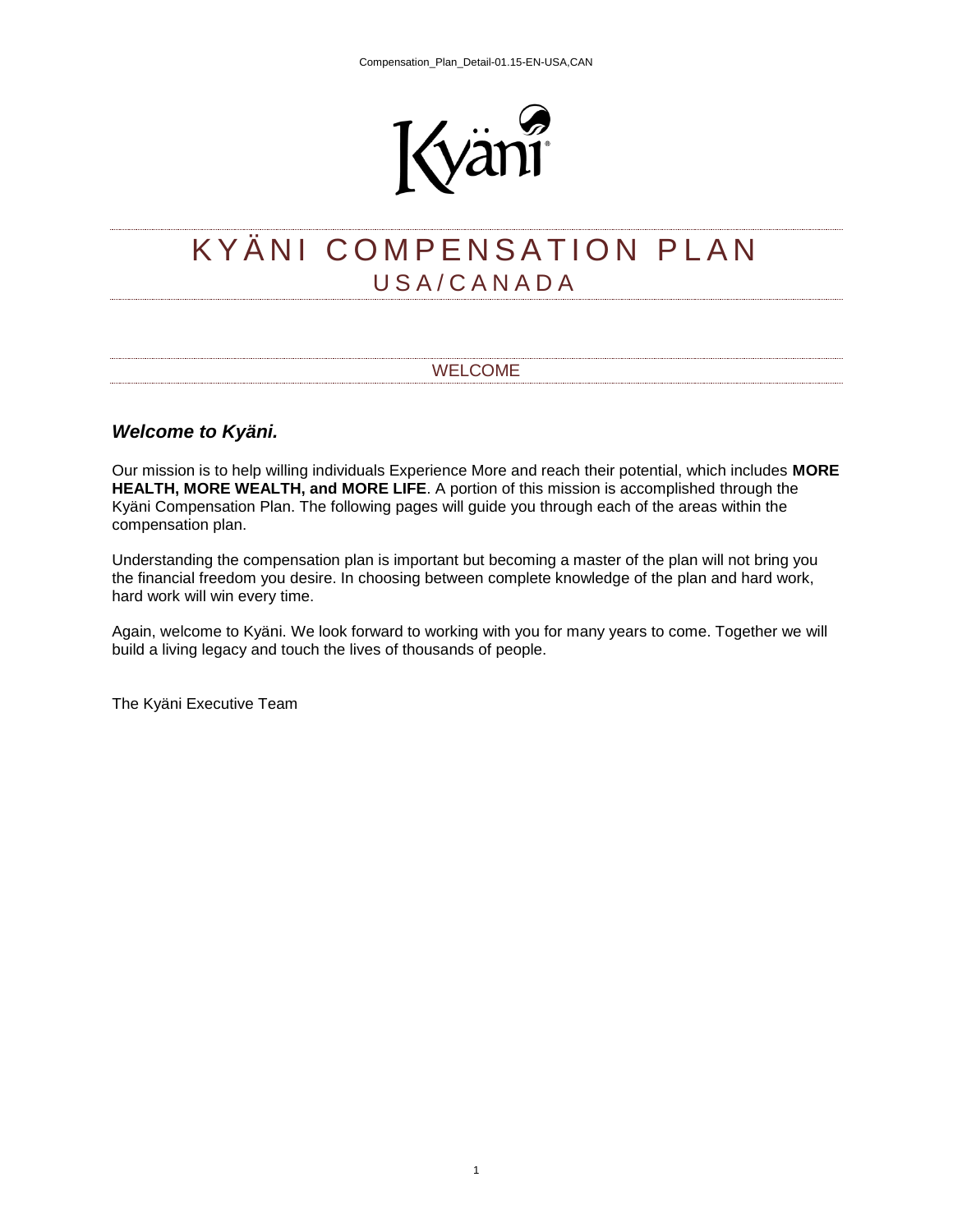# KYÄNI COMPENSATION PLAN

## USA/CANADA

## WELCOME

### *Welcome to Kyäni.*

Our mission is to help willing individuals Experience More and reach their potential, which includes **MORE HEALTH, MORE WEALTH, and MORE LIFE**. A portion of this mission is accomplished through the Kyäni Compensation Plan. The following pages will guide you through each of the areas within the compensation plan.

Understanding the compensation plan is important but becoming a master of the plan will not bring you the financial freedom you desire. In choosing between complete knowledge of the plan and hard work, hard work will win every time.

Again, welcome to Kyäni. We look forward to working with you for many years to come. Together we will build a living legacy and touch the lives of thousands of people.

The Kyäni Executive Team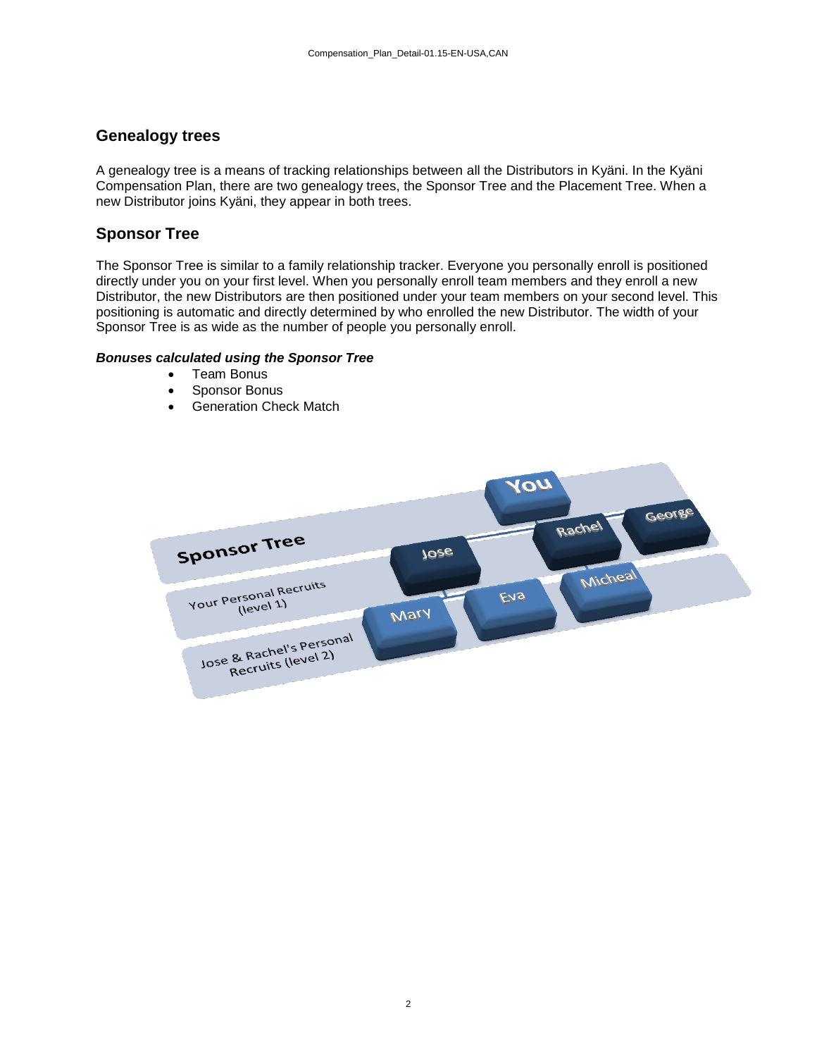## Genealogy trees

A genealogy tree is a means of tracking relationships between all the Distributors in Kyäni. In the Kyäni Compensation Plan, there are two genealogy trees, the Sponsor Tree and the Placement Tree. When a new Distributor joins Kyäni, they appear in both trees.

## Sponsor Tree

The Sponsor Tree is similar to a family relationship tracker. Everyone you personally enroll is positioned directly under you on your first level. When you personally enroll team members and they enroll a new Distributor, the new Distributors are then positioned under your team members on your second level. This positioning is automatic and directly determined by who enrolled the new Distributor. The width of your Sponsor Tree is as wide as the number of people you personally enroll.

***Bonuses calculated using the Sponsor Tree***

- Team Bonus
- Sponsor Bonus
- Generation Check Match

Sponsor Tree

You

Your Personal Recruits (level 1)

Jose

Rachel

George

Jose & Rachel's Personal Recruits (level 2)

Mary

Eva

Micheal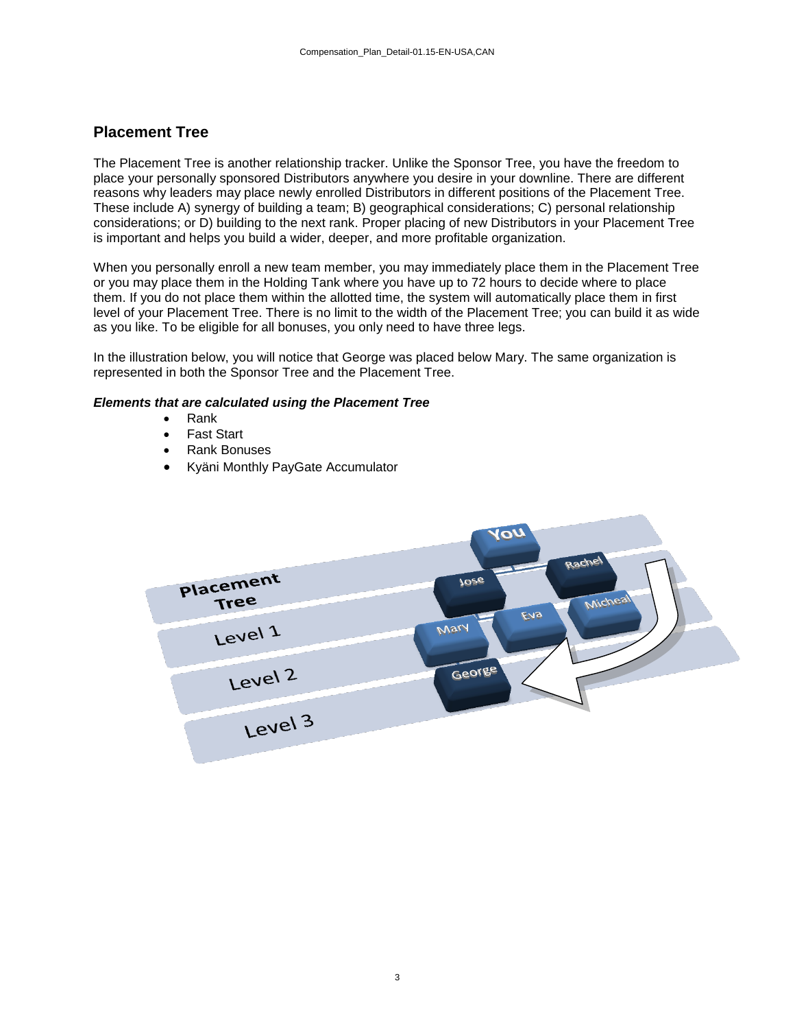## Placement Tree

The Placement Tree is another relationship tracker. Unlike the Sponsor Tree, you have the freedom to place your personally sponsored Distributors anywhere you desire in your downline. There are different reasons why leaders may place newly enrolled Distributors in different positions of the Placement Tree. These include A) synergy of building a team; B) geographical considerations; C) personal relationship considerations; or D) building to the next rank. Proper placing of new Distributors in your Placement Tree is important and helps you build a wider, deeper, and more profitable organization.

When you personally enroll a new team member, you may immediately place them in the Placement Tree or you may place them in the Holding Tank where you have up to 72 hours to decide where to place them. If you do not place them within the allotted time, the system will automatically place them in first level of your Placement Tree. There is no limit to the width of the Placement Tree; you can build it as wide as you like. To be eligible for all bonuses, you only need to have three legs.

In the illustration below, you will notice that George was placed below Mary. The same organization is represented in both the Sponsor Tree and the Placement Tree.

***Elements that are calculated using the Placement Tree***

- Rank
- Fast Start
- Rank Bonuses
- Kyäni Monthly PayGate Accumulator

Placement Tree
Level 1
Level 2
Level 3
You
Jose
Rachel
Mary
Eva
Micheal
George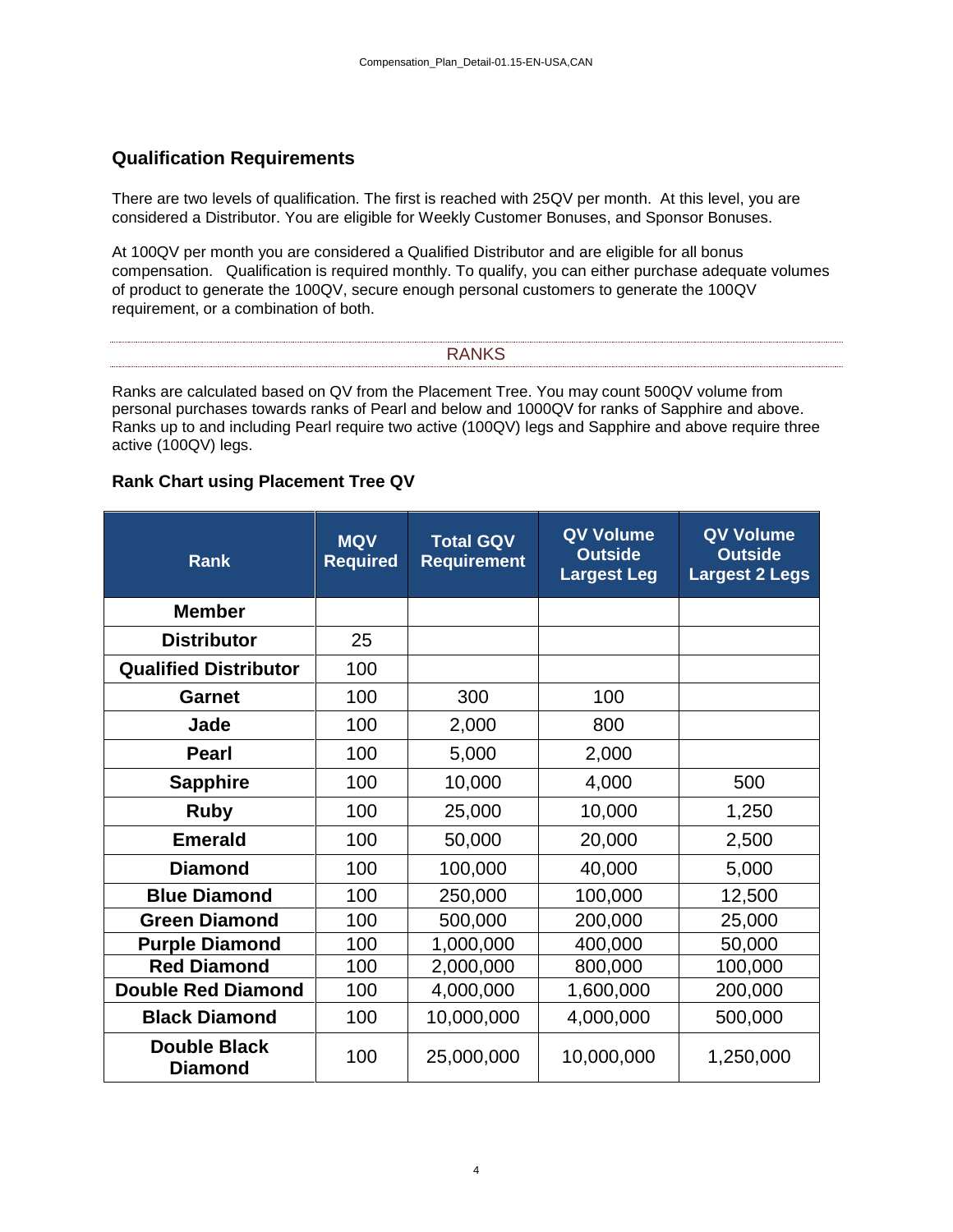## Qualification Requirements

There are two levels of qualification. The first is reached with 25QV per month. At this level, you are considered a Distributor. You are eligible for Weekly Customer Bonuses, and Sponsor Bonuses.

At 100QV per month you are considered a Qualified Distributor and are eligible for all bonus compensation. Qualification is required monthly. To qualify, you can either purchase adequate volumes of product to generate the 100QV, secure enough personal customers to generate the 100QV requirement, or a combination of both.

## RANKS

Ranks are calculated based on QV from the Placement Tree. You may count 500QV volume from personal purchases towards ranks of Pearl and below and 1000QV for ranks of Sapphire and above. Ranks up to and including Pearl require two active (100QV) legs and Sapphire and above require three active (100QV) legs.

### Rank Chart using Placement Tree QV

| Rank | MQV Required | Total GQV Requirement | QV Volume Outside Largest Leg | QV Volume Outside Largest 2 Legs |
|---|---|---|---|---|
| **Member** | | | | |
| **Distributor** | 25 | | | |
| **Qualified Distributor** | 100 | | | |
| **Garnet** | 100 | 300 | 100 | |
| **Jade** | 100 | 2,000 | 800 | |
| **Pearl** | 100 | 5,000 | 2,000 | |
| **Sapphire** | 100 | 10,000 | 4,000 | 500 |
| **Ruby** | 100 | 25,000 | 10,000 | 1,250 |
| **Emerald** | 100 | 50,000 | 20,000 | 2,500 |
| **Diamond** | 100 | 100,000 | 40,000 | 5,000 |
| **Blue Diamond** | 100 | 250,000 | 100,000 | 12,500 |
| **Green Diamond** | 100 | 500,000 | 200,000 | 25,000 |
| **Purple Diamond** | 100 | 1,000,000 | 400,000 | 50,000 |
| **Red Diamond** | 100 | 2,000,000 | 800,000 | 100,000 |
| **Double Red Diamond** | 100 | 4,000,000 | 1,600,000 | 200,000 |
| **Black Diamond** | 100 | 10,000,000 | 4,000,000 | 500,000 |
| **Double Black Diamond** | 100 | 25,000,000 | 10,000,000 | 1,250,000 |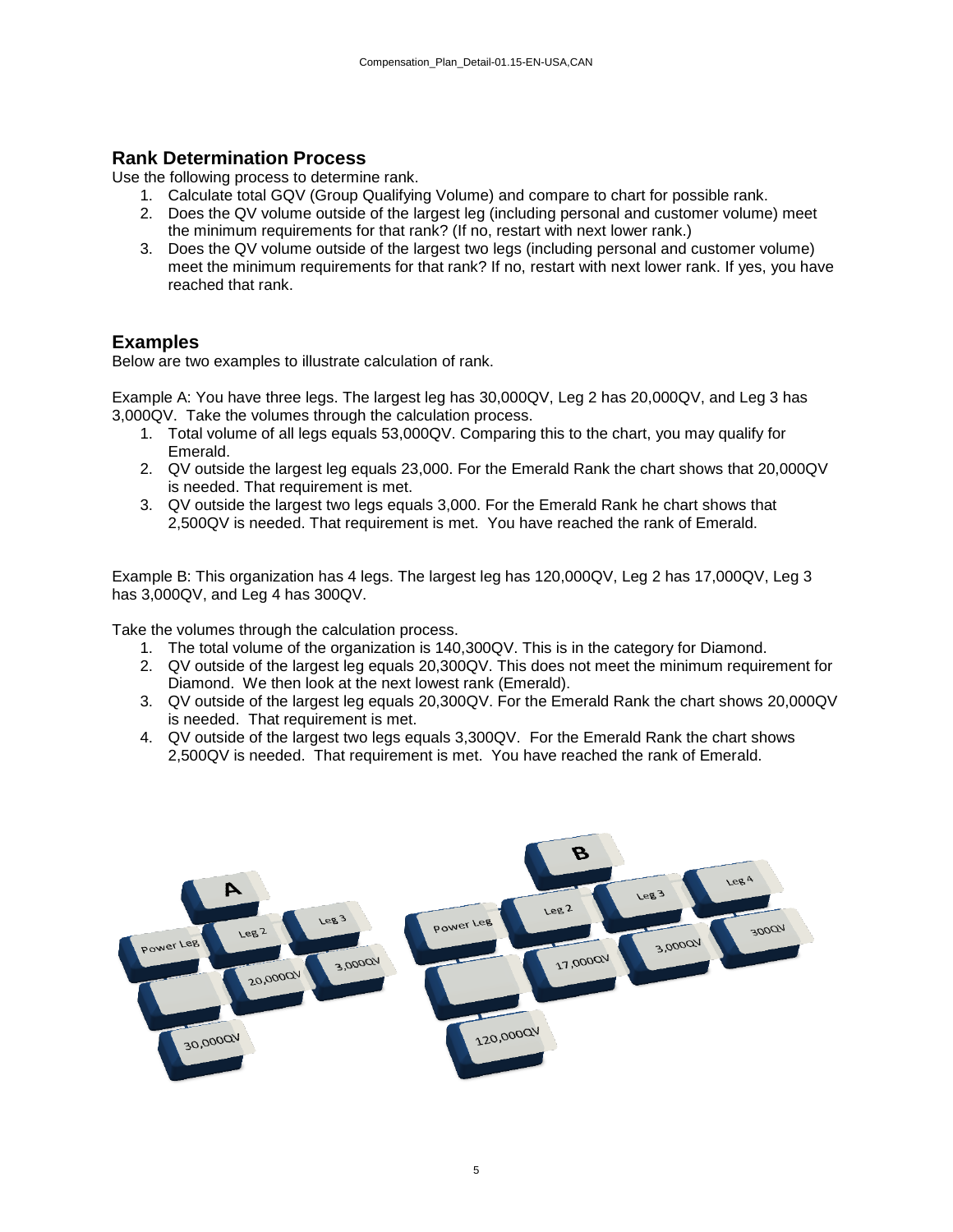## Rank Determination Process

Use the following process to determine rank.

1. Calculate total GQV (Group Qualifying Volume) and compare to chart for possible rank.
2. Does the QV volume outside of the largest leg (including personal and customer volume) meet the minimum requirements for that rank? (If no, restart with next lower rank.)
3. Does the QV volume outside of the largest two legs (including personal and customer volume) meet the minimum requirements for that rank? If no, restart with next lower rank. If yes, you have reached that rank.

## Examples

Below are two examples to illustrate calculation of rank.

Example A: You have three legs. The largest leg has 30,000QV, Leg 2 has 20,000QV, and Leg 3 has 3,000QV. Take the volumes through the calculation process.

1. Total volume of all legs equals 53,000QV. Comparing this to the chart, you may qualify for Emerald.
2. QV outside the largest leg equals 23,000. For the Emerald Rank the chart shows that 20,000QV is needed. That requirement is met.
3. QV outside the largest two legs equals 3,000. For the Emerald Rank he chart shows that 2,500QV is needed. That requirement is met. You have reached the rank of Emerald.

Example B: This organization has 4 legs. The largest leg has 120,000QV, Leg 2 has 17,000QV, Leg 3 has 3,000QV, and Leg 4 has 300QV.

Take the volumes through the calculation process.

1. The total volume of the organization is 140,300QV. This is in the category for Diamond.
2. QV outside of the largest leg equals 20,300QV. This does not meet the minimum requirement for Diamond. We then look at the next lowest rank (Emerald).
3. QV outside of the largest leg equals 20,300QV. For the Emerald Rank the chart shows 20,000QV is needed. That requirement is met.
4. QV outside of the largest two legs equals 3,300QV. For the Emerald Rank the chart shows 2,500QV is needed. That requirement is met. You have reached the rank of Emerald.

A

Power Leg
Leg 2
Leg 3
20,000QV
3,000QV
30,000QV

B

Power Leg
Leg 2
Leg 3
Leg 4
17,000QV
3,000QV
300QV
120,000QV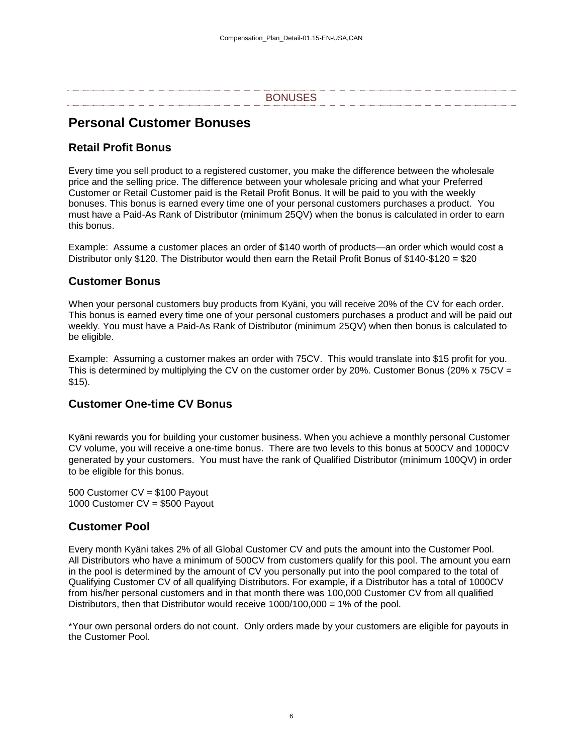BONUSES

# Personal Customer Bonuses

## Retail Profit Bonus

Every time you sell product to a registered customer, you make the difference between the wholesale price and the selling price. The difference between your wholesale pricing and what your Preferred Customer or Retail Customer paid is the Retail Profit Bonus. It will be paid to you with the weekly bonuses. This bonus is earned every time one of your personal customers purchases a product. You must have a Paid-As Rank of Distributor (minimum 25QV) when the bonus is calculated in order to earn this bonus.

Example: Assume a customer places an order of $140 worth of products—an order which would cost a Distributor only $120. The Distributor would then earn the Retail Profit Bonus of $140-$120 = $20

## Customer Bonus

When your personal customers buy products from Kyäni, you will receive 20% of the CV for each order. This bonus is earned every time one of your personal customers purchases a product and will be paid out weekly. You must have a Paid-As Rank of Distributor (minimum 25QV) when then bonus is calculated to be eligible.

Example: Assuming a customer makes an order with 75CV. This would translate into $15 profit for you. This is determined by multiplying the CV on the customer order by 20%. Customer Bonus (20% x 75CV = $15).

## Customer One-time CV Bonus

Kyäni rewards you for building your customer business. When you achieve a monthly personal Customer CV volume, you will receive a one-time bonus. There are two levels to this bonus at 500CV and 1000CV generated by your customers. You must have the rank of Qualified Distributor (minimum 100QV) in order to be eligible for this bonus.

500 Customer CV = $100 Payout
1000 Customer CV = $500 Payout

## Customer Pool

Every month Kyäni takes 2% of all Global Customer CV and puts the amount into the Customer Pool. All Distributors who have a minimum of 500CV from customers qualify for this pool. The amount you earn in the pool is determined by the amount of CV you personally put into the pool compared to the total of Qualifying Customer CV of all qualifying Distributors. For example, if a Distributor has a total of 1000CV from his/her personal customers and in that month there was 100,000 Customer CV from all qualified Distributors, then that Distributor would receive 1000/100,000 = 1% of the pool.

*Your own personal orders do not count. Only orders made by your customers are eligible for payouts in the Customer Pool.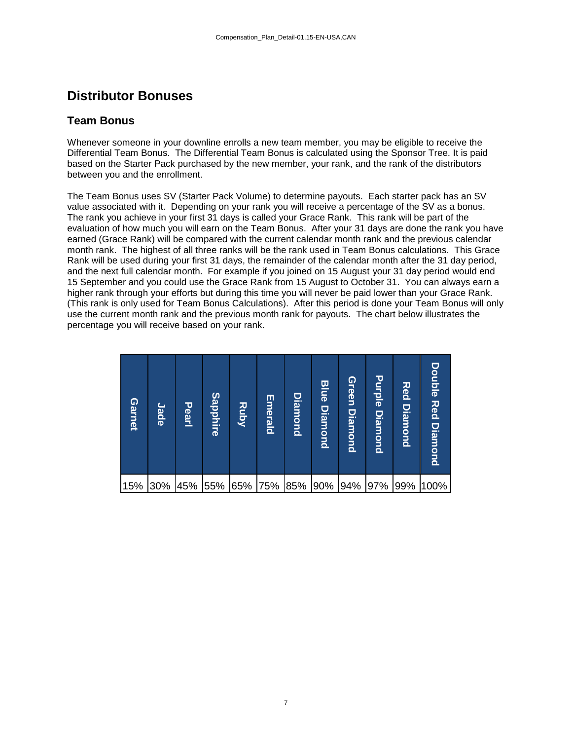## Distributor Bonuses

### Team Bonus

Whenever someone in your downline enrolls a new team member, you may be eligible to receive the Differential Team Bonus. The Differential Team Bonus is calculated using the Sponsor Tree. It is paid based on the Starter Pack purchased by the new member, your rank, and the rank of the distributors between you and the enrollment.

The Team Bonus uses SV (Starter Pack Volume) to determine payouts. Each starter pack has an SV value associated with it. Depending on your rank you will receive a percentage of the SV as a bonus. The rank you achieve in your first 31 days is called your Grace Rank. This rank will be part of the evaluation of how much you will earn on the Team Bonus. After your 31 days are done the rank you have earned (Grace Rank) will be compared with the current calendar month rank and the previous calendar month rank. The highest of all three ranks will be the rank used in Team Bonus calculations. This Grace Rank will be used during your first 31 days, the remainder of the calendar month after the 31 day period, and the next full calendar month. For example if you joined on 15 August your 31 day period would end 15 September and you could use the Grace Rank from 15 August to October 31. You can always earn a higher rank through your efforts but during this time you will never be paid lower than your Grace Rank. (This rank is only used for Team Bonus Calculations). After this period is done your Team Bonus will only use the current month rank and the previous month rank for payouts. The chart below illustrates the percentage you will receive based on your rank.

| Garnet | Jade | Pearl | Sapphire | Ruby | Emerald | Diamond | Blue Diamond | Green Diamond | Purple Diamond | Red Diamond | Double Red Diamond |
|---|---|---|---|---|---|---|---|---|---|---|---|
| 15% | 30% | 45% | 55% | 65% | 75% | 85% | 90% | 94% | 97% | 99% | 100% |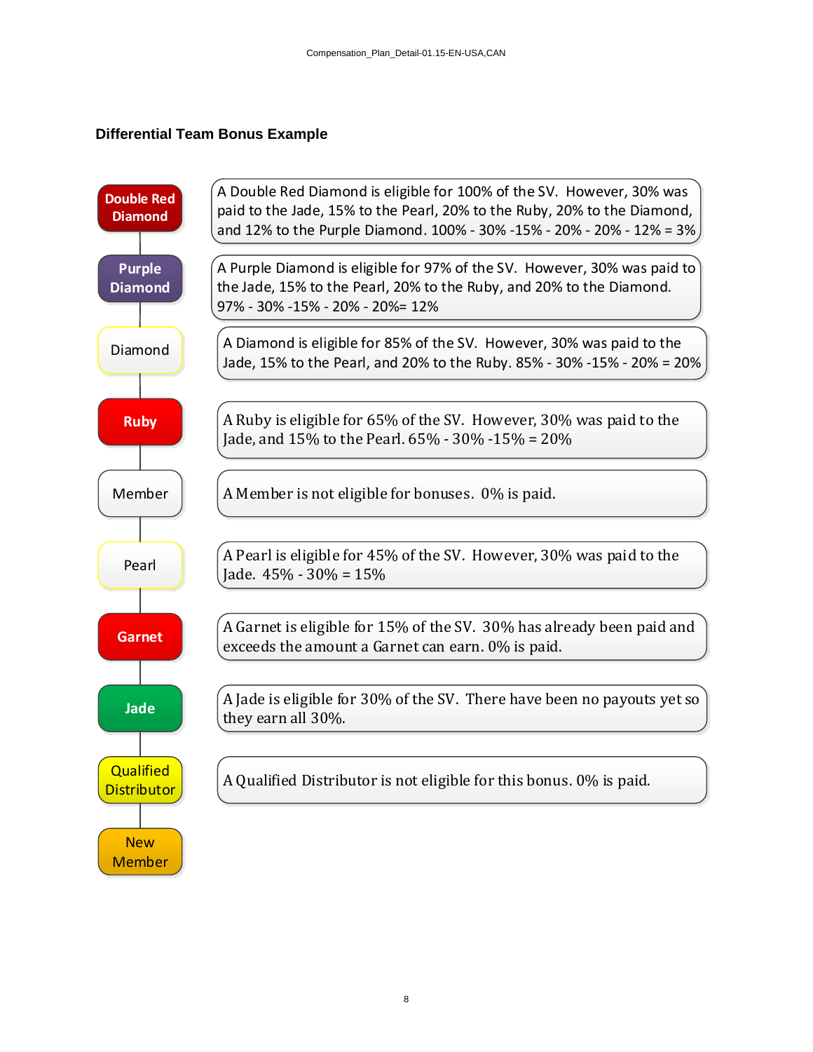### Differential Team Bonus Example

**Double Red Diamond** — A Double Red Diamond is eligible for 100% of the SV. However, 30% was paid to the Jade, 15% to the Pearl, 20% to the Ruby, 20% to the Diamond, and 12% to the Purple Diamond. 100% - 30% -15% - 20% - 20% - 12% = 3%

**Purple Diamond** — A Purple Diamond is eligible for 97% of the SV. However, 30% was paid to the Jade, 15% to the Pearl, 20% to the Ruby, and 20% to the Diamond. 97% - 30% -15% - 20% - 20%= 12%

**Diamond** — A Diamond is eligible for 85% of the SV. However, 30% was paid to the Jade, 15% to the Pearl, and 20% to the Ruby. 85% - 30% -15% - 20% = 20%

**Ruby** — A Ruby is eligible for 65% of the SV. However, 30% was paid to the Jade, and 15% to the Pearl. 65% - 30% -15% = 20%

**Member** — A Member is not eligible for bonuses. 0% is paid.

**Pearl** — A Pearl is eligible for 45% of the SV. However, 30% was paid to the Jade. 45% - 30% = 15%

**Garnet** — A Garnet is eligible for 15% of the SV. 30% has already been paid and exceeds the amount a Garnet can earn. 0% is paid.

**Jade** — A Jade is eligible for 30% of the SV. There have been no payouts yet so they earn all 30%.

**Qualified Distributor** — A Qualified Distributor is not eligible for this bonus. 0% is paid.

**New Member**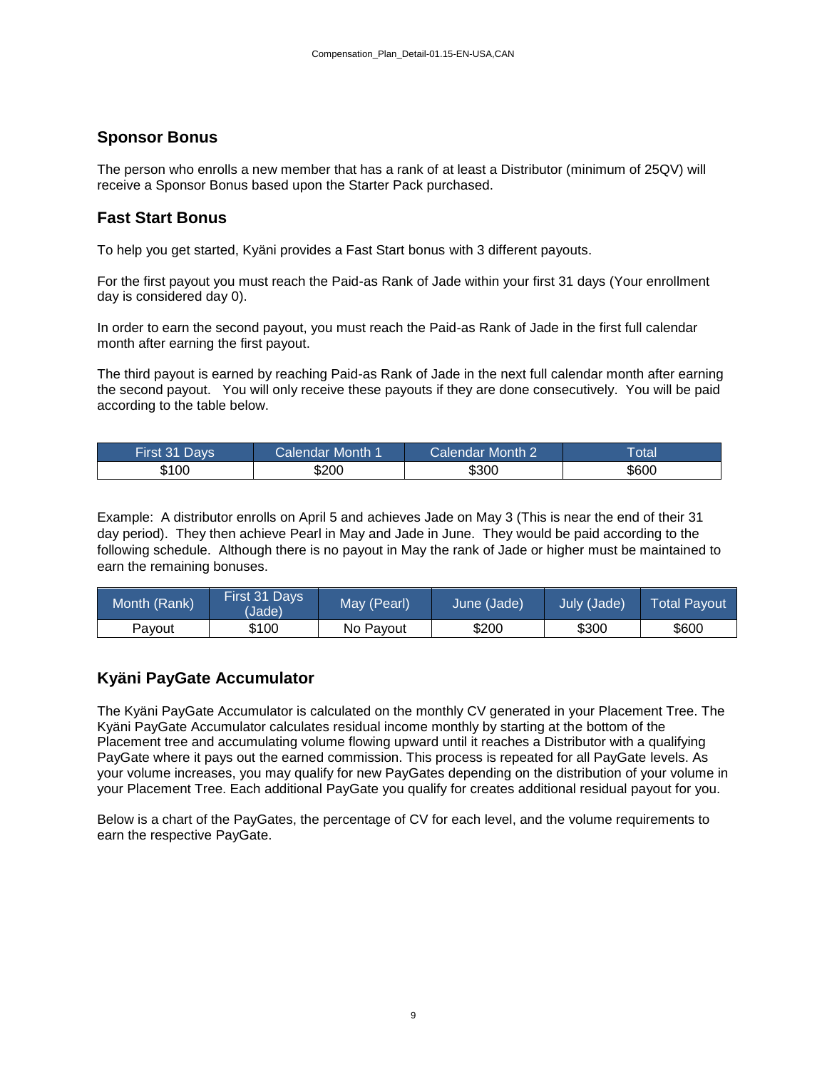## Sponsor Bonus

The person who enrolls a new member that has a rank of at least a Distributor (minimum of 25QV) will receive a Sponsor Bonus based upon the Starter Pack purchased.

## Fast Start Bonus

To help you get started, Kyäni provides a Fast Start bonus with 3 different payouts.

For the first payout you must reach the Paid-as Rank of Jade within your first 31 days (Your enrollment day is considered day 0).

In order to earn the second payout, you must reach the Paid-as Rank of Jade in the first full calendar month after earning the first payout.

The third payout is earned by reaching Paid-as Rank of Jade in the next full calendar month after earning the second payout. You will only receive these payouts if they are done consecutively. You will be paid according to the table below.

| First 31 Days | Calendar Month 1 | Calendar Month 2 | Total |
|---|---|---|---|
| $100 | $200 | $300 | $600 |

Example: A distributor enrolls on April 5 and achieves Jade on May 3 (This is near the end of their 31 day period). They then achieve Pearl in May and Jade in June. They would be paid according to the following schedule. Although there is no payout in May the rank of Jade or higher must be maintained to earn the remaining bonuses.

| Month (Rank) | First 31 Days (Jade) | May (Pearl) | June (Jade) | July (Jade) | Total Payout |
|---|---|---|---|---|---|
| Payout | $100 | No Payout | $200 | $300 | $600 |

## Kyäni PayGate Accumulator

The Kyäni PayGate Accumulator is calculated on the monthly CV generated in your Placement Tree. The Kyäni PayGate Accumulator calculates residual income monthly by starting at the bottom of the Placement tree and accumulating volume flowing upward until it reaches a Distributor with a qualifying PayGate where it pays out the earned commission. This process is repeated for all PayGate levels. As your volume increases, you may qualify for new PayGates depending on the distribution of your volume in your Placement Tree. Each additional PayGate you qualify for creates additional residual payout for you.

Below is a chart of the PayGates, the percentage of CV for each level, and the volume requirements to earn the respective PayGate.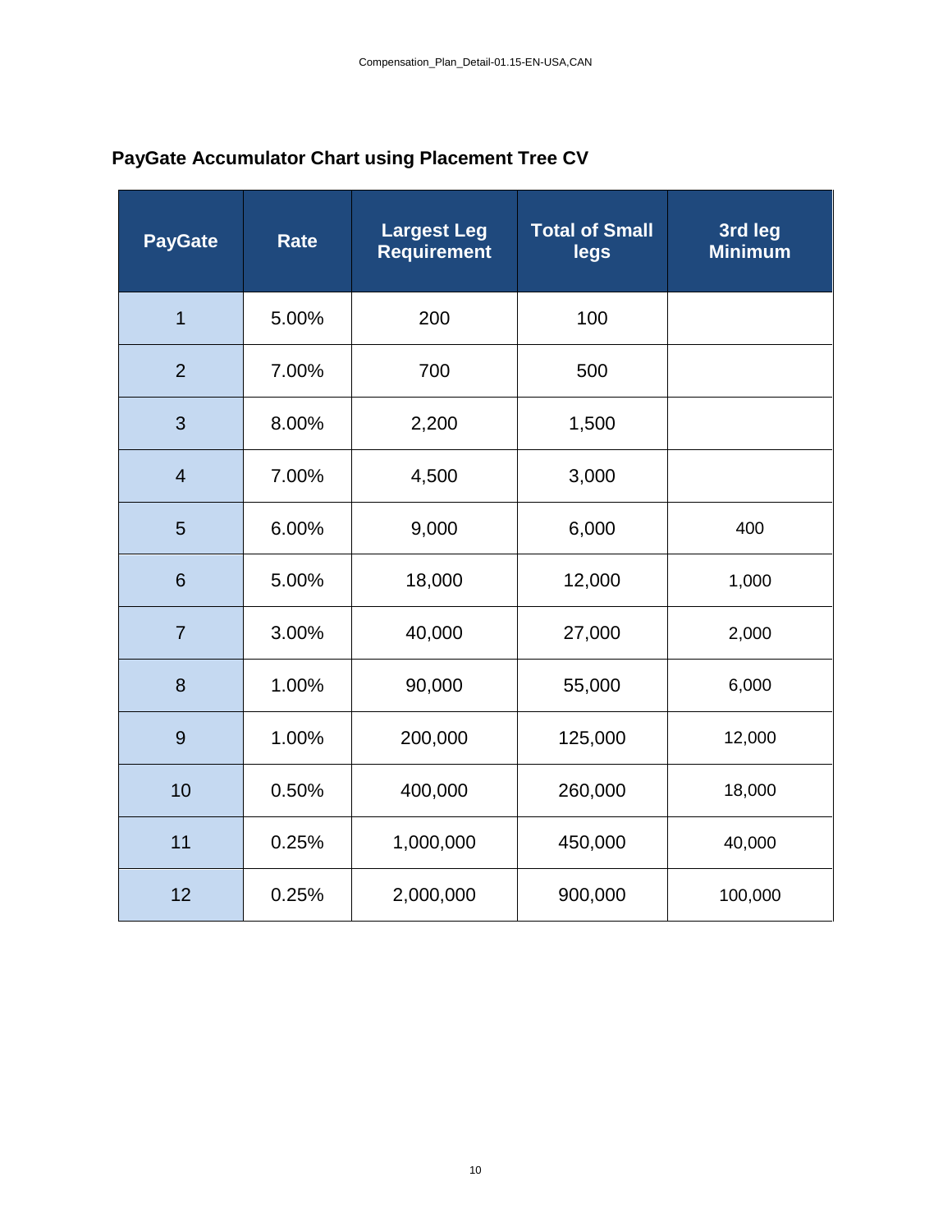## PayGate Accumulator Chart using Placement Tree CV

| PayGate | Rate | Largest Leg Requirement | Total of Small legs | 3rd leg Minimum |
|---|---|---|---|---|
| 1 | 5.00% | 200 | 100 | |
| 2 | 7.00% | 700 | 500 | |
| 3 | 8.00% | 2,200 | 1,500 | |
| 4 | 7.00% | 4,500 | 3,000 | |
| 5 | 6.00% | 9,000 | 6,000 | 400 |
| 6 | 5.00% | 18,000 | 12,000 | 1,000 |
| 7 | 3.00% | 40,000 | 27,000 | 2,000 |
| 8 | 1.00% | 90,000 | 55,000 | 6,000 |
| 9 | 1.00% | 200,000 | 125,000 | 12,000 |
| 10 | 0.50% | 400,000 | 260,000 | 18,000 |
| 11 | 0.25% | 1,000,000 | 450,000 | 40,000 |
| 12 | 0.25% | 2,000,000 | 900,000 | 100,000 |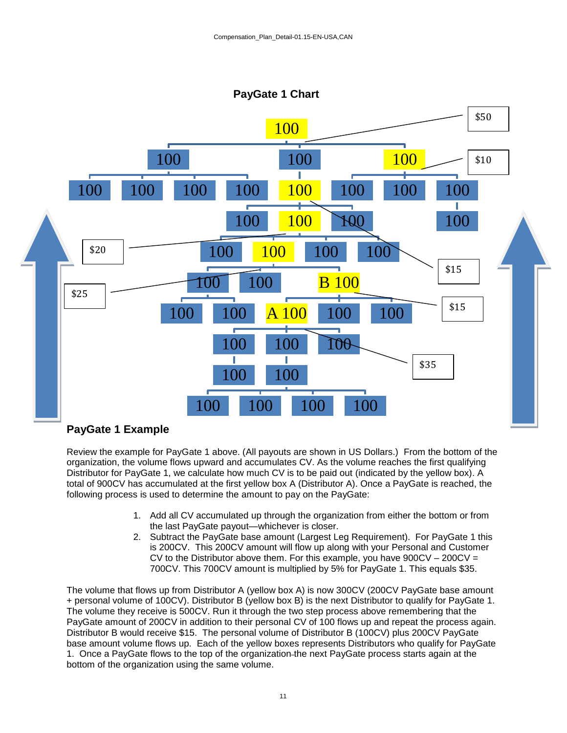## PayGate 1 Chart

100

100 100 100

100 100 100 100 100 100 100 100

100 100 100 100

100 100 100 100

100 100 B 100

100 100 A 100 100 100

100 100 100

100 100

100 100 100 100

$50

$10

$20

$15

$25

$15

$35

## PayGate 1 Example

Review the example for PayGate 1 above. (All payouts are shown in US Dollars.) From the bottom of the organization, the volume flows upward and accumulates CV. As the volume reaches the first qualifying Distributor for PayGate 1, we calculate how much CV is to be paid out (indicated by the yellow box). A total of 900CV has accumulated at the first yellow box A (Distributor A). Once a PayGate is reached, the following process is used to determine the amount to pay on the PayGate:

1. Add all CV accumulated up through the organization from either the bottom or from the last PayGate payout—whichever is closer.
2. Subtract the PayGate base amount (Largest Leg Requirement). For PayGate 1 this is 200CV. This 200CV amount will flow up along with your Personal and Customer CV to the Distributor above them. For this example, you have 900CV – 200CV = 700CV. This 700CV amount is multiplied by 5% for PayGate 1. This equals $35.

The volume that flows up from Distributor A (yellow box A) is now 300CV (200CV PayGate base amount + personal volume of 100CV). Distributor B (yellow box B) is the next Distributor to qualify for PayGate 1. The volume they receive is 500CV. Run it through the two step process above remembering that the PayGate amount of 200CV in addition to their personal CV of 100 flows up and repeat the process again. Distributor B would receive $15. The personal volume of Distributor B (100CV) plus 200CV PayGate base amount volume flows up. Each of the yellow boxes represents Distributors who qualify for PayGate 1. Once a PayGate flows to the top of the organization the next PayGate process starts again at the bottom of the organization using the same volume.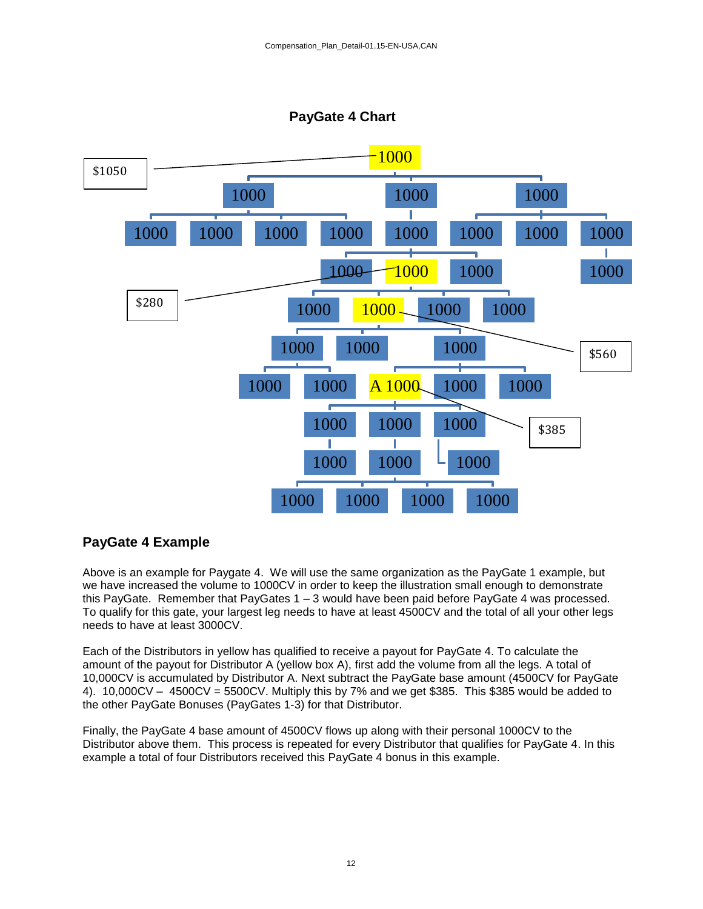## PayGate 4 Chart

$1050

$280

$560

A 1000

$385

## PayGate 4 Example

Above is an example for Paygate 4. We will use the same organization as the PayGate 1 example, but we have increased the volume to 1000CV in order to keep the illustration small enough to demonstrate this PayGate. Remember that PayGates 1 – 3 would have been paid before PayGate 4 was processed. To qualify for this gate, your largest leg needs to have at least 4500CV and the total of all your other legs needs to have at least 3000CV.

Each of the Distributors in yellow has qualified to receive a payout for PayGate 4. To calculate the amount of the payout for Distributor A (yellow box A), first add the volume from all the legs. A total of 10,000CV is accumulated by Distributor A. Next subtract the PayGate base amount (4500CV for PayGate 4). 10,000CV – 4500CV = 5500CV. Multiply this by 7% and we get $385. This $385 would be added to the other PayGate Bonuses (PayGates 1-3) for that Distributor.

Finally, the PayGate 4 base amount of 4500CV flows up along with their personal 1000CV to the Distributor above them. This process is repeated for every Distributor that qualifies for PayGate 4. In this example a total of four Distributors received this PayGate 4 bonus in this example.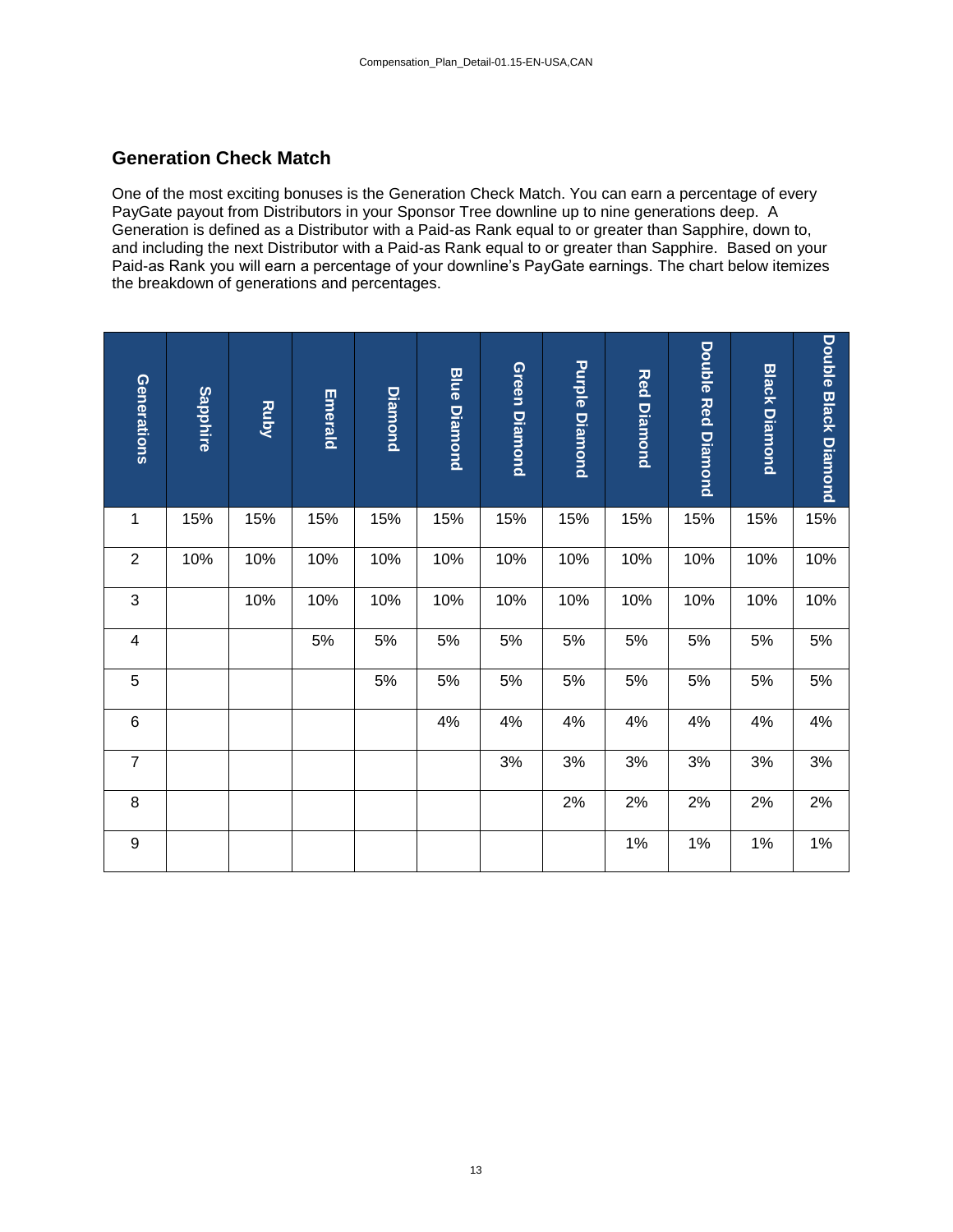## Generation Check Match

One of the most exciting bonuses is the Generation Check Match. You can earn a percentage of every PayGate payout from Distributors in your Sponsor Tree downline up to nine generations deep. A Generation is defined as a Distributor with a Paid-as Rank equal to or greater than Sapphire, down to, and including the next Distributor with a Paid-as Rank equal to or greater than Sapphire. Based on your Paid-as Rank you will earn a percentage of your downline's PayGate earnings. The chart below itemizes the breakdown of generations and percentages.

| Generations | Sapphire | Ruby | Emerald | Diamond | Blue Diamond | Green Diamond | Purple Diamond | Red Diamond | Double Red Diamond | Black Diamond | Double Black Diamond |
|---|---|---|---|---|---|---|---|---|---|---|---|
| 1 | 15% | 15% | 15% | 15% | 15% | 15% | 15% | 15% | 15% | 15% | 15% |
| 2 | 10% | 10% | 10% | 10% | 10% | 10% | 10% | 10% | 10% | 10% | 10% |
| 3 | | 10% | 10% | 10% | 10% | 10% | 10% | 10% | 10% | 10% | 10% |
| 4 | | | 5% | 5% | 5% | 5% | 5% | 5% | 5% | 5% | 5% |
| 5 | | | | 5% | 5% | 5% | 5% | 5% | 5% | 5% | 5% |
| 6 | | | | | 4% | 4% | 4% | 4% | 4% | 4% | 4% |
| 7 | | | | | | 3% | 3% | 3% | 3% | 3% | 3% |
| 8 | | | | | | | 2% | 2% | 2% | 2% | 2% |
| 9 | | | | | | | | 1% | 1% | 1% | 1% |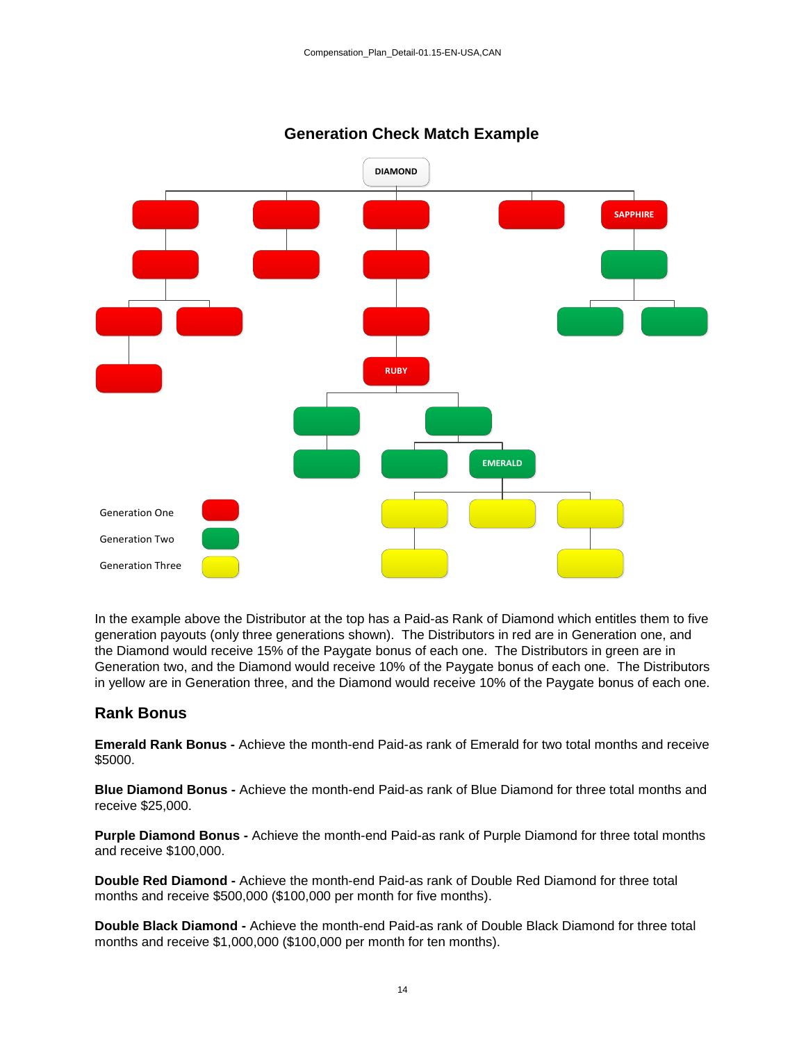## Generation Check Match Example

DIAMOND

SAPPHIRE

RUBY

EMERALD

Generation One

Generation Two

Generation Three

In the example above the Distributor at the top has a Paid-as Rank of Diamond which entitles them to five generation payouts (only three generations shown). The Distributors in red are in Generation one, and the Diamond would receive 15% of the Paygate bonus of each one. The Distributors in green are in Generation two, and the Diamond would receive 10% of the Paygate bonus of each one. The Distributors in yellow are in Generation three, and the Diamond would receive 10% of the Paygate bonus of each one.

## Rank Bonus

**Emerald Rank Bonus -** Achieve the month-end Paid-as rank of Emerald for two total months and receive $5000.

**Blue Diamond Bonus -** Achieve the month-end Paid-as rank of Blue Diamond for three total months and receive $25,000.

**Purple Diamond Bonus -** Achieve the month-end Paid-as rank of Purple Diamond for three total months and receive $100,000.

**Double Red Diamond -** Achieve the month-end Paid-as rank of Double Red Diamond for three total months and receive $500,000 ($100,000 per month for five months).

**Double Black Diamond -** Achieve the month-end Paid-as rank of Double Black Diamond for three total months and receive $1,000,000 ($100,000 per month for ten months).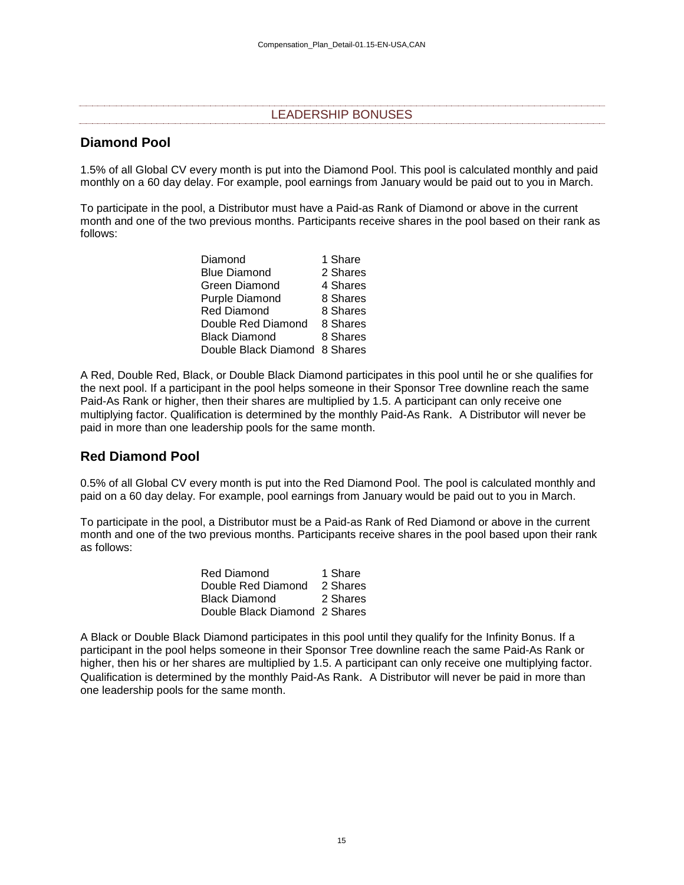## LEADERSHIP BONUSES

## Diamond Pool

1.5% of all Global CV every month is put into the Diamond Pool. This pool is calculated monthly and paid monthly on a 60 day delay. For example, pool earnings from January would be paid out to you in March.

To participate in the pool, a Distributor must have a Paid-as Rank of Diamond or above in the current month and one of the two previous months. Participants receive shares in the pool based on their rank as follows:

| | |
|---|---|
| Diamond | 1 Share |
| Blue Diamond | 2 Shares |
| Green Diamond | 4 Shares |
| Purple Diamond | 8 Shares |
| Red Diamond | 8 Shares |
| Double Red Diamond | 8 Shares |
| Black Diamond | 8 Shares |
| Double Black Diamond | 8 Shares |

A Red, Double Red, Black, or Double Black Diamond participates in this pool until he or she qualifies for the next pool. If a participant in the pool helps someone in their Sponsor Tree downline reach the same Paid-As Rank or higher, then their shares are multiplied by 1.5. A participant can only receive one multiplying factor. Qualification is determined by the monthly Paid-As Rank. A Distributor will never be paid in more than one leadership pools for the same month.

## Red Diamond Pool

0.5% of all Global CV every month is put into the Red Diamond Pool. The pool is calculated monthly and paid on a 60 day delay. For example, pool earnings from January would be paid out to you in March.

To participate in the pool, a Distributor must be a Paid-as Rank of Red Diamond or above in the current month and one of the two previous months. Participants receive shares in the pool based upon their rank as follows:

| | |
|---|---|
| Red Diamond | 1 Share |
| Double Red Diamond | 2 Shares |
| Black Diamond | 2 Shares |
| Double Black Diamond | 2 Shares |

A Black or Double Black Diamond participates in this pool until they qualify for the Infinity Bonus. If a participant in the pool helps someone in their Sponsor Tree downline reach the same Paid-As Rank or higher, then his or her shares are multiplied by 1.5. A participant can only receive one multiplying factor. Qualification is determined by the monthly Paid-As Rank. A Distributor will never be paid in more than one leadership pools for the same month.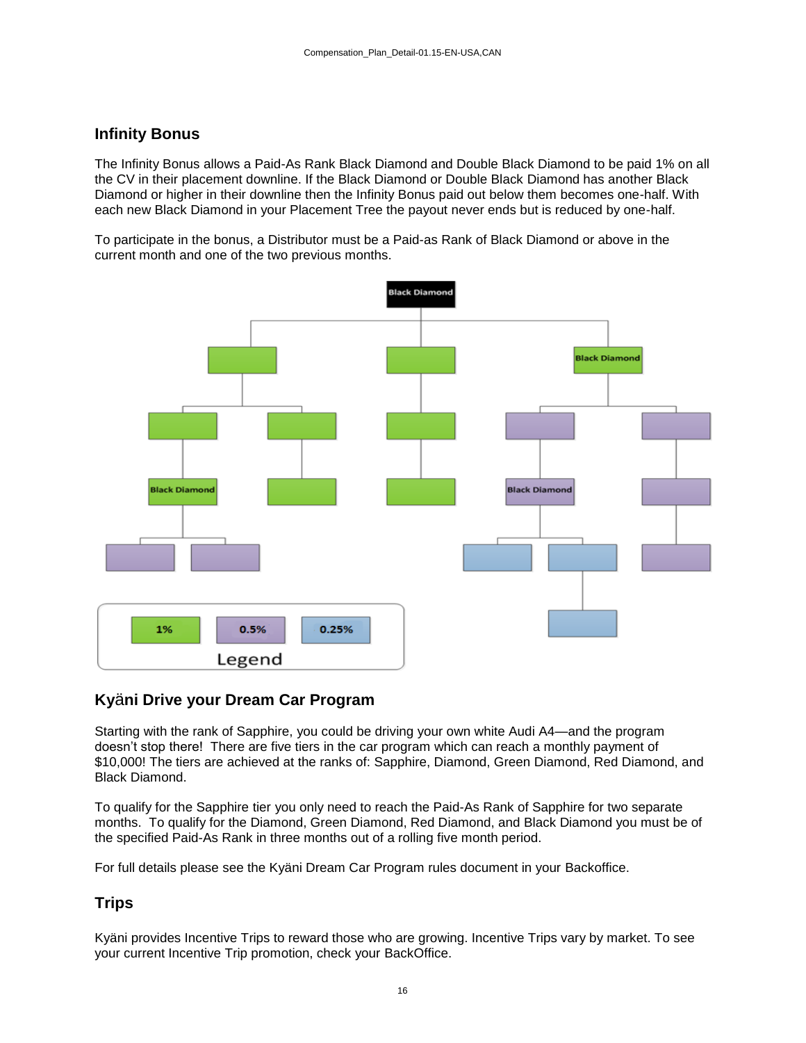## Infinity Bonus

The Infinity Bonus allows a Paid-As Rank Black Diamond and Double Black Diamond to be paid 1% on all the CV in their placement downline. If the Black Diamond or Double Black Diamond has another Black Diamond or higher in their downline then the Infinity Bonus paid out below them becomes one-half. With each new Black Diamond in your Placement Tree the payout never ends but is reduced by one-half.

To participate in the bonus, a Distributor must be a Paid-as Rank of Black Diamond or above in the current month and one of the two previous months.

Black Diamond

Black Diamond

Black Diamond

Black Diamond

1%

0.5%

0.25%

Legend

## Kyäni Drive your Dream Car Program

Starting with the rank of Sapphire, you could be driving your own white Audi A4—and the program doesn't stop there! There are five tiers in the car program which can reach a monthly payment of $10,000! The tiers are achieved at the ranks of: Sapphire, Diamond, Green Diamond, Red Diamond, and Black Diamond.

To qualify for the Sapphire tier you only need to reach the Paid-As Rank of Sapphire for two separate months. To qualify for the Diamond, Green Diamond, Red Diamond, and Black Diamond you must be of the specified Paid-As Rank in three months out of a rolling five month period.

For full details please see the Kyäni Dream Car Program rules document in your Backoffice.

## Trips

Kyäni provides Incentive Trips to reward those who are growing. Incentive Trips vary by market. To see your current Incentive Trip promotion, check your BackOffice.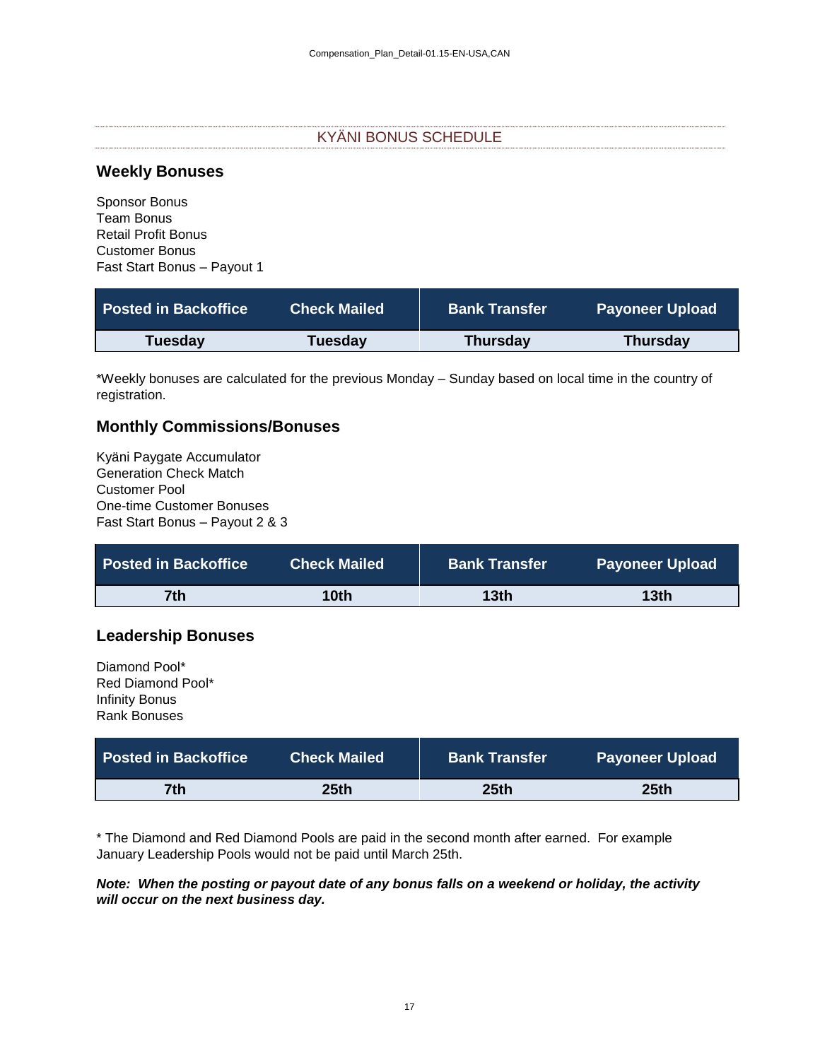## KYÄNI BONUS SCHEDULE

### Weekly Bonuses

Sponsor Bonus
Team Bonus
Retail Profit Bonus
Customer Bonus
Fast Start Bonus – Payout 1

| Posted in Backoffice | Check Mailed | Bank Transfer | Payoneer Upload |
|---|---|---|---|
| Tuesday | Tuesday | Thursday | Thursday |

*Weekly bonuses are calculated for the previous Monday – Sunday based on local time in the country of registration.

### Monthly Commissions/Bonuses

Kyäni Paygate Accumulator
Generation Check Match
Customer Pool
One-time Customer Bonuses
Fast Start Bonus – Payout 2 & 3

| Posted in Backoffice | Check Mailed | Bank Transfer | Payoneer Upload |
|---|---|---|---|
| 7th | 10th | 13th | 13th |

### Leadership Bonuses

Diamond Pool*
Red Diamond Pool*
Infinity Bonus
Rank Bonuses

| Posted in Backoffice | Check Mailed | Bank Transfer | Payoneer Upload |
|---|---|---|---|
| 7th | 25th | 25th | 25th |

* The Diamond and Red Diamond Pools are paid in the second month after earned. For example January Leadership Pools would not be paid until March 25th.

***Note: When the posting or payout date of any bonus falls on a weekend or holiday, the activity will occur on the next business day.***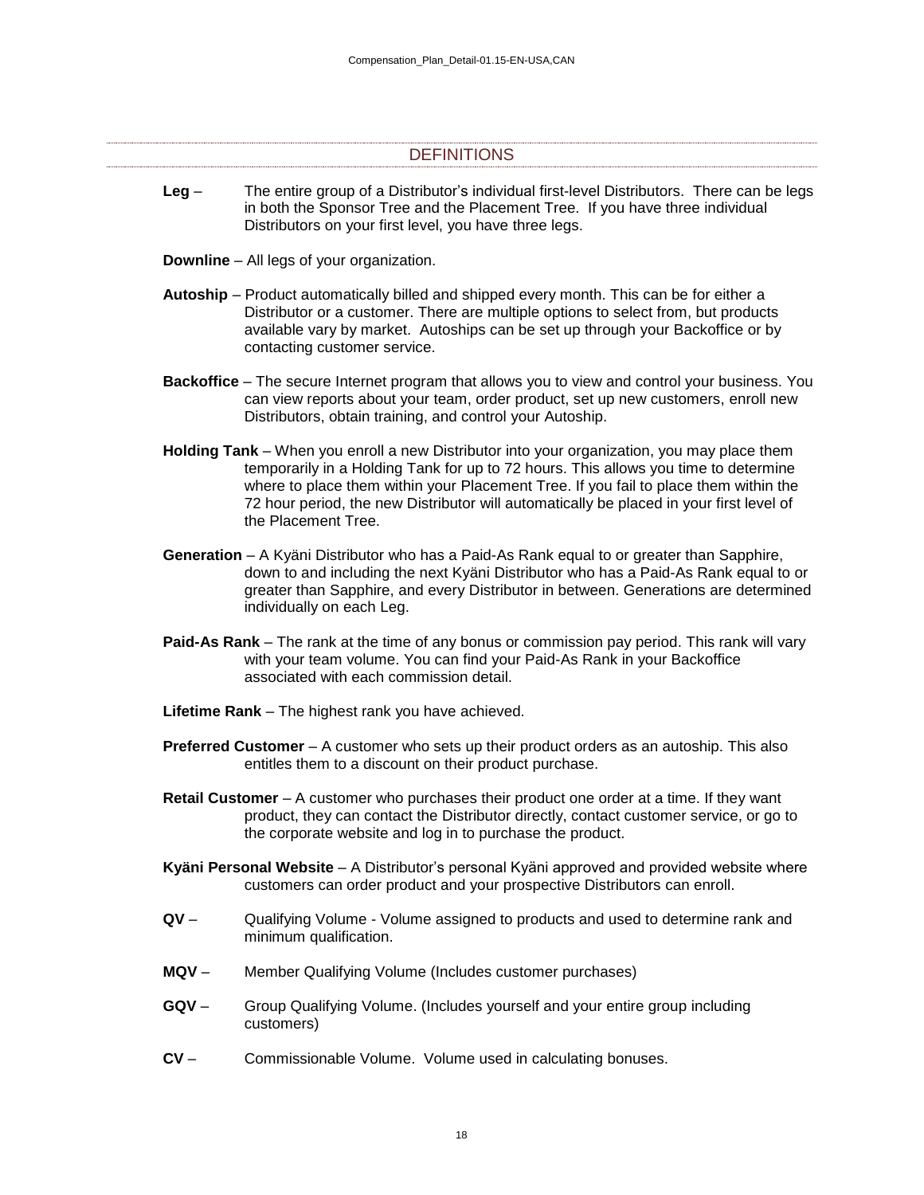## DEFINITIONS

**Leg** – The entire group of a Distributor's individual first-level Distributors. There can be legs in both the Sponsor Tree and the Placement Tree. If you have three individual Distributors on your first level, you have three legs.

**Downline** – All legs of your organization.

**Autoship** – Product automatically billed and shipped every month. This can be for either a Distributor or a customer. There are multiple options to select from, but products available vary by market. Autoships can be set up through your Backoffice or by contacting customer service.

**Backoffice** – The secure Internet program that allows you to view and control your business. You can view reports about your team, order product, set up new customers, enroll new Distributors, obtain training, and control your Autoship.

**Holding Tank** – When you enroll a new Distributor into your organization, you may place them temporarily in a Holding Tank for up to 72 hours. This allows you time to determine where to place them within your Placement Tree. If you fail to place them within the 72 hour period, the new Distributor will automatically be placed in your first level of the Placement Tree.

**Generation** – A Kyäni Distributor who has a Paid-As Rank equal to or greater than Sapphire, down to and including the next Kyäni Distributor who has a Paid-As Rank equal to or greater than Sapphire, and every Distributor in between. Generations are determined individually on each Leg.

**Paid-As Rank** – The rank at the time of any bonus or commission pay period. This rank will vary with your team volume. You can find your Paid-As Rank in your Backoffice associated with each commission detail.

**Lifetime Rank** – The highest rank you have achieved.

**Preferred Customer** – A customer who sets up their product orders as an autoship. This also entitles them to a discount on their product purchase.

**Retail Customer** – A customer who purchases their product one order at a time. If they want product, they can contact the Distributor directly, contact customer service, or go to the corporate website and log in to purchase the product.

**Kyäni Personal Website** – A Distributor's personal Kyäni approved and provided website where customers can order product and your prospective Distributors can enroll.

**QV** – Qualifying Volume - Volume assigned to products and used to determine rank and minimum qualification.

**MQV** – Member Qualifying Volume (Includes customer purchases)

**GQV** – Group Qualifying Volume. (Includes yourself and your entire group including customers)

**CV** – Commissionable Volume. Volume used in calculating bonuses.